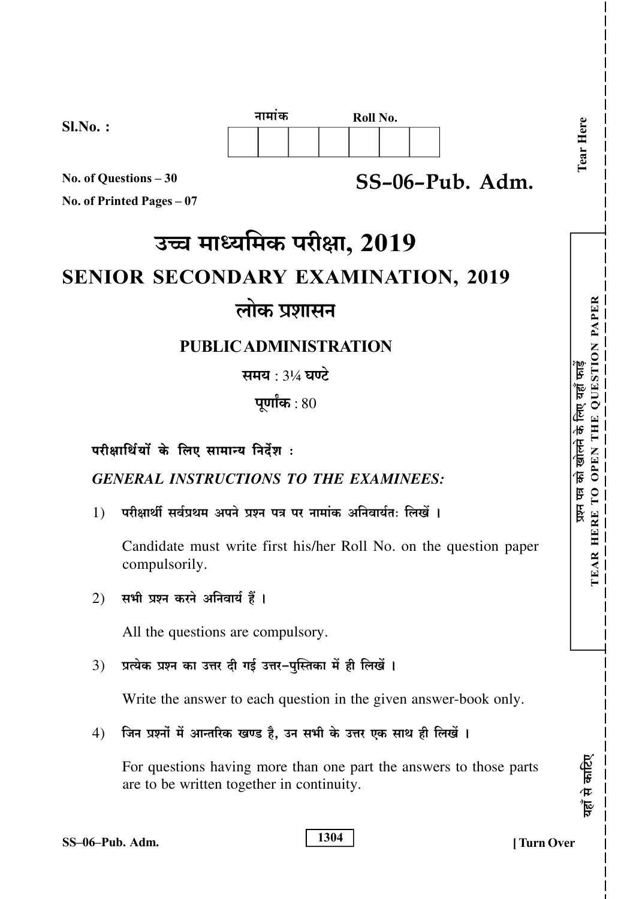Sl.No. :

नामांक Roll No.

| | | | | | | |
|---|---|---|---|---|---|---|
| | | | | | | |

No. of Questions – 30

No. of Printed Pages – 07

**SS–06–Pub. Adm.**

# उच्च माध्यमिक परीक्षा, 2019

# SENIOR SECONDARY EXAMINATION, 2019

## लोक प्रशासन

## PUBLIC ADMINISTRATION

**समय** : 3¼ **घण्टे**

**पूर्णांक** : 80

**परीक्षार्थियों के लिए सामान्य निर्देश :**

***GENERAL INSTRUCTIONS TO THE EXAMINEES:***

1) परीक्षार्थी सर्वप्रथम अपने प्रश्न पत्र पर नामांक अनिवार्यतः लिखें ।

   Candidate must write first his/her Roll No. on the question paper compulsorily.

2) सभी प्रश्न करने अनिवार्य हैं ।

   All the questions are compulsory.

3) प्रत्येक प्रश्न का उत्तर दी गई उत्तर-पुस्तिका में ही लिखें ।

   Write the answer to each question in the given answer-book only.

4) जिन प्रश्नों में आन्तरिक खण्ड है, उन सभी के उत्तर एक साथ ही लिखें ।

   For questions having more than one part the answers to those parts are to be written together in continuity.

1304

[ Turn Over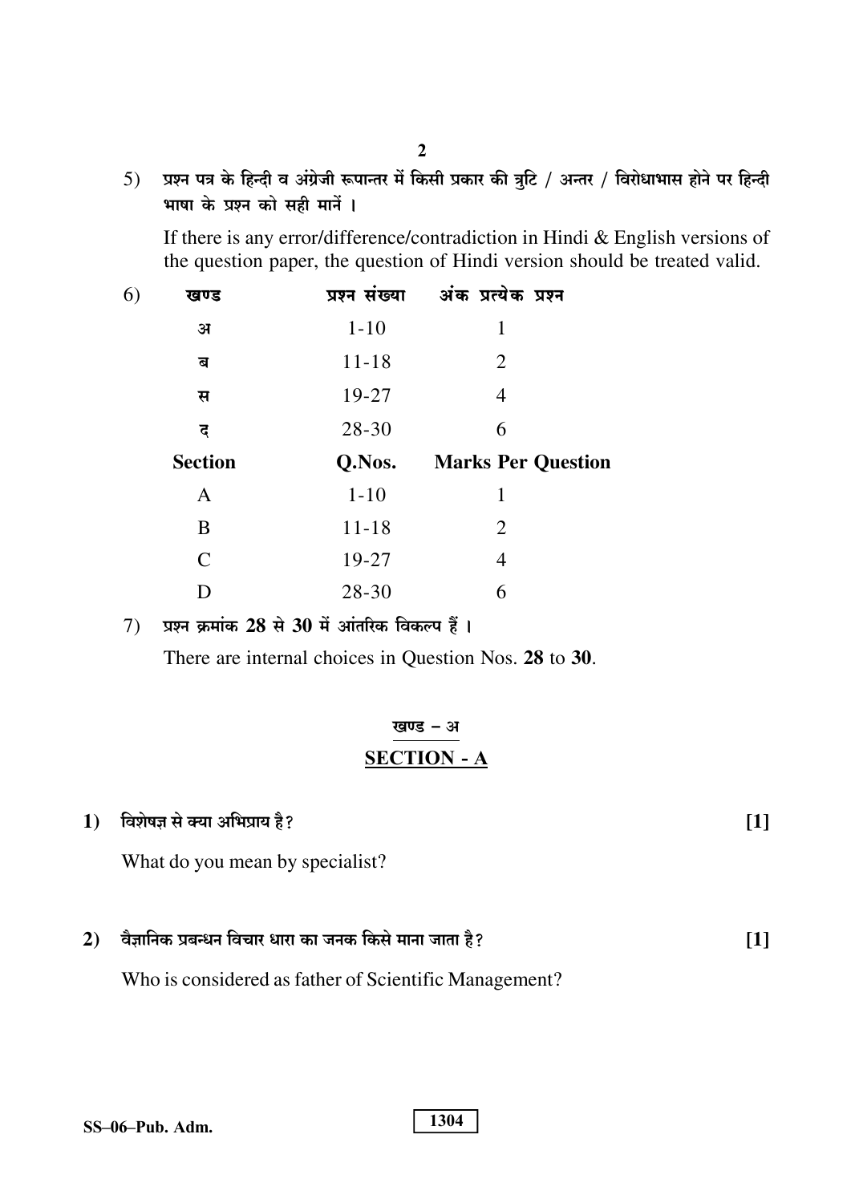5) प्रश्न पत्र के हिन्दी व अंग्रेजी रूपान्तर में किसी प्रकार की त्रुटि / अन्तर / विरोधाभास होने पर हिन्दी भाषा के प्रश्न को सही मानें ।

If there is any error/difference/contradiction in Hindi & English versions of the question paper, the question of Hindi version should be treated valid.

6)

| खण्ड | प्रश्न संख्या | अंक प्रत्येक प्रश्न |
|---|---|---|
| अ | 1-10 | 1 |
| ब | 11-18 | 2 |
| स | 19-27 | 4 |
| द | 28-30 | 6 |

| Section | Q.Nos. | Marks Per Question |
|---|---|---|
| A | 1-10 | 1 |
| B | 11-18 | 2 |
| C | 19-27 | 4 |
| D | 28-30 | 6 |

7) प्रश्न क्रमांक **28** से **30** में आंतरिक विकल्प हैं ।

There are internal choices in Question Nos. **28** to **30**.

## खण्ड – अ
## SECTION - A

**1)** विशेषज्ञ से क्या अभिप्राय है? **[1]**

What do you mean by specialist?

**2)** वैज्ञानिक प्रबन्धन विचार धारा का जनक किसे माना जाता है? **[1]**

Who is considered as father of Scientific Management?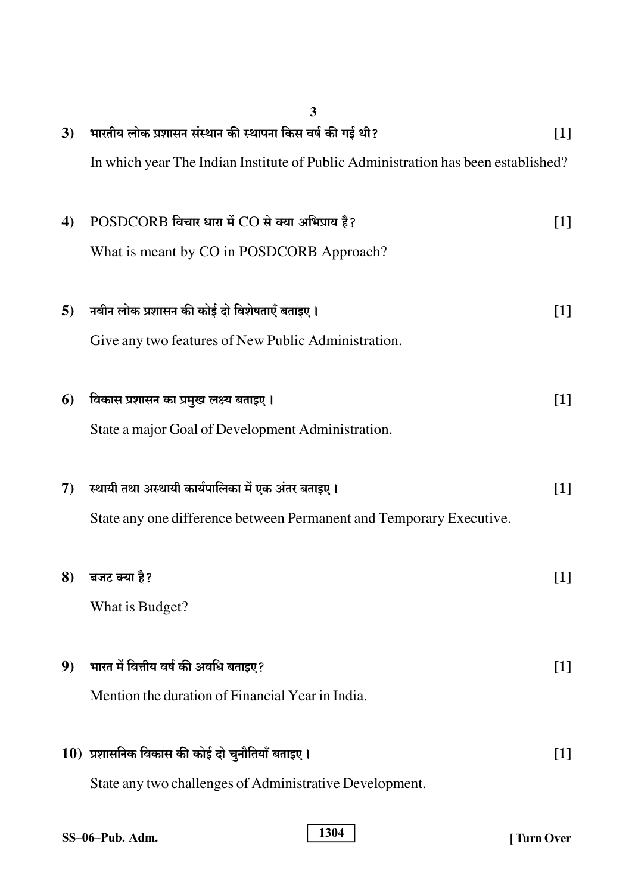3) भारतीय लोक प्रशासन संस्थान की स्थापना किस वर्ष की गई थी? **[1]**

In which year The Indian Institute of Public Administration has been established?

4) POSDCORB विचार धारा में CO से क्या अभिप्राय है? **[1]**

What is meant by CO in POSDCORB Approach?

5) नवीन लोक प्रशासन की कोई दो विशेषताएँ बताइए। **[1]**

Give any two features of New Public Administration.

6) विकास प्रशासन का प्रमुख लक्ष्य बताइए। **[1]**

State a major Goal of Development Administration.

7) स्थायी तथा अस्थायी कार्यपालिका में एक अंतर बताइए। **[1]**

State any one difference between Permanent and Temporary Executive.

8) बजट क्या है? **[1]**

What is Budget?

9) भारत में वित्तीय वर्ष की अवधि बताइए? **[1]**

Mention the duration of Financial Year in India.

10) प्रशासनिक विकास की कोई दो चुनौतियाँ बताइए। **[1]**

State any two challenges of Administrative Development.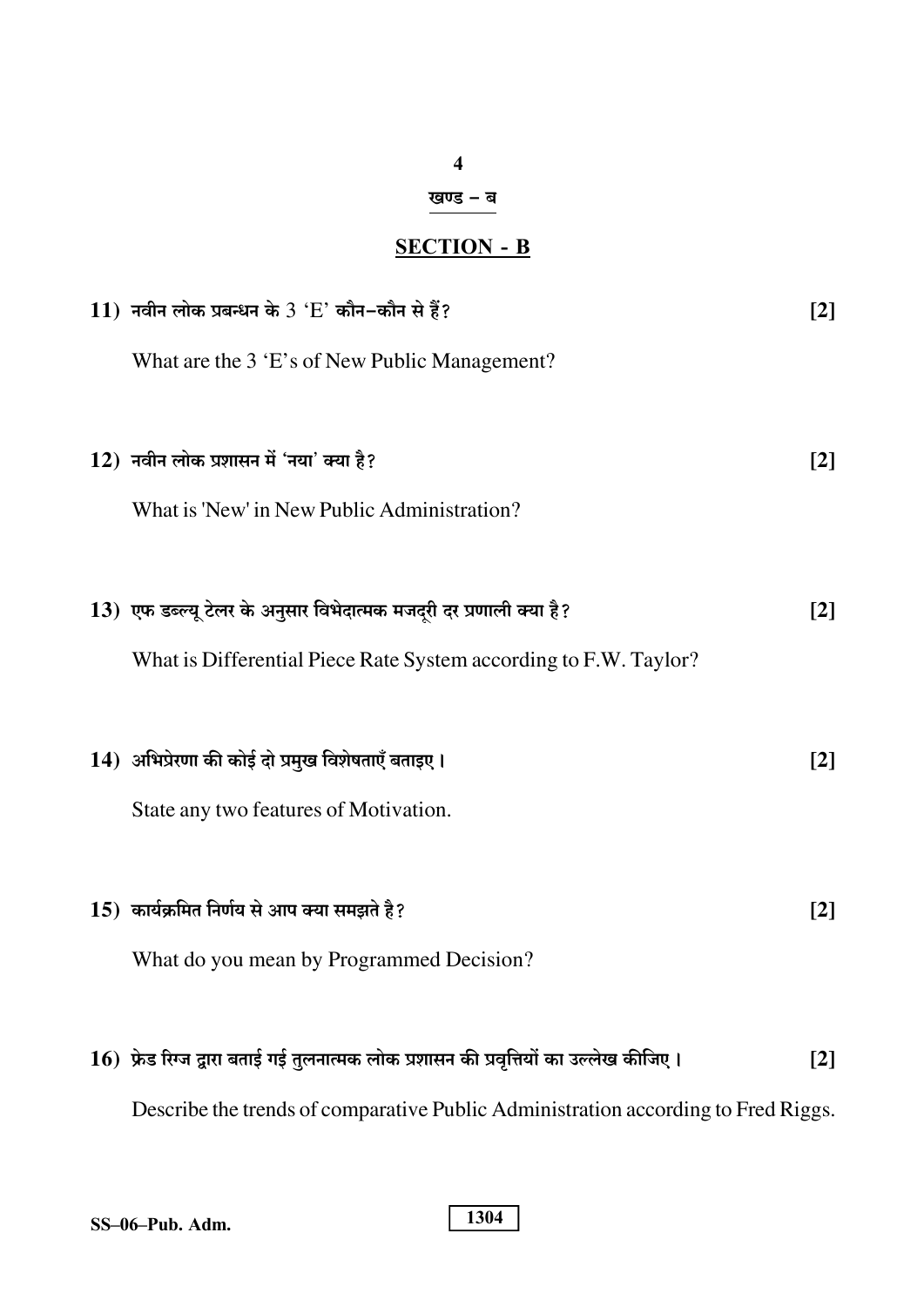## खण्ड – ब

## SECTION - B

11) नवीन लोक प्रबन्धन के 3 'E' कौन–कौन से हैं? **[2]**

What are the 3 'E's of New Public Management?

12) नवीन लोक प्रशासन में 'नया' क्या है? **[2]**

What is 'New' in New Public Administration?

13) एफ डब्ल्यू टेलर के अनुसार विभेदात्मक मजदूरी दर प्रणाली क्या है? **[2]**

What is Differential Piece Rate System according to F.W. Taylor?

14) अभिप्रेरणा की कोई दो प्रमुख विशेषताएँ बताइए। **[2]**

State any two features of Motivation.

15) कार्यक्रमित निर्णय से आप क्या समझते है? **[2]**

What do you mean by Programmed Decision?

16) फ्रेड रिग्ज द्वारा बताई गई तुलनात्मक लोक प्रशासन की प्रवृत्तियों का उल्लेख कीजिए। **[2]**

Describe the trends of comparative Public Administration according to Fred Riggs.

SS–06–Pub. Adm.

1304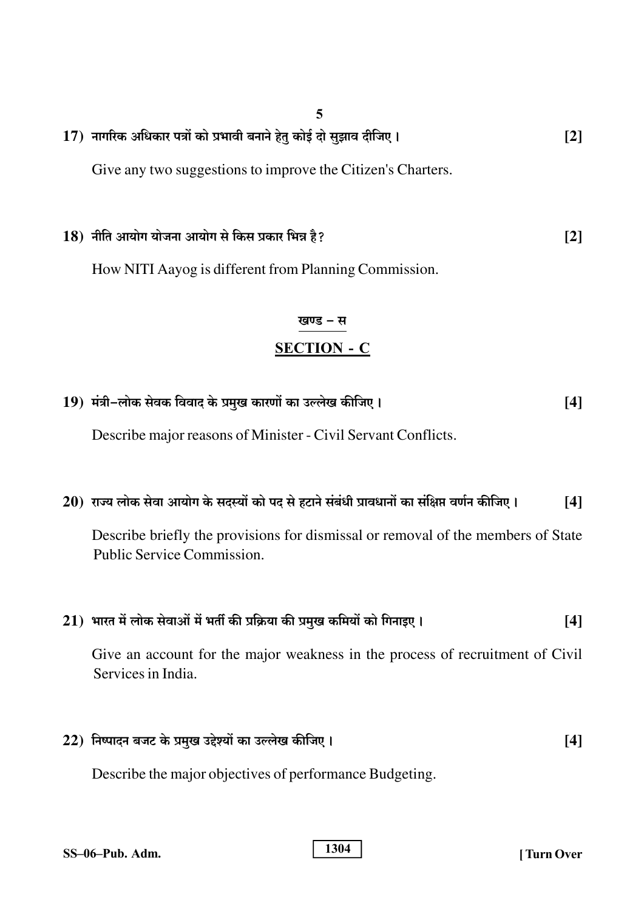17) नागरिक अधिकार पत्रों को प्रभावी बनाने हेतु कोई दो सुझाव दीजिए । [2]

Give any two suggestions to improve the Citizen's Charters.

18) नीति आयोग योजना आयोग से किस प्रकार भिन्न है? [2]

How NITI Aayog is different from Planning Commission.

## खण्ड – स

## SECTION - C

19) मंत्री–लोक सेवक विवाद के प्रमुख कारणों का उल्लेख कीजिए । [4]

Describe major reasons of Minister - Civil Servant Conflicts.

20) राज्य लोक सेवा आयोग के सदस्यों को पद से हटाने संबंधी प्रावधानों का संक्षिप्त वर्णन कीजिए । [4]

Describe briefly the provisions for dismissal or removal of the members of State Public Service Commission.

21) भारत में लोक सेवाओं में भर्ती की प्रक्रिया की प्रमुख कमियों को गिनाइए । [4]

Give an account for the major weakness in the process of recruitment of Civil Services in India.

22) निष्पादन बजट के प्रमुख उद्देश्यों का उल्लेख कीजिए । [4]

Describe the major objectives of performance Budgeting.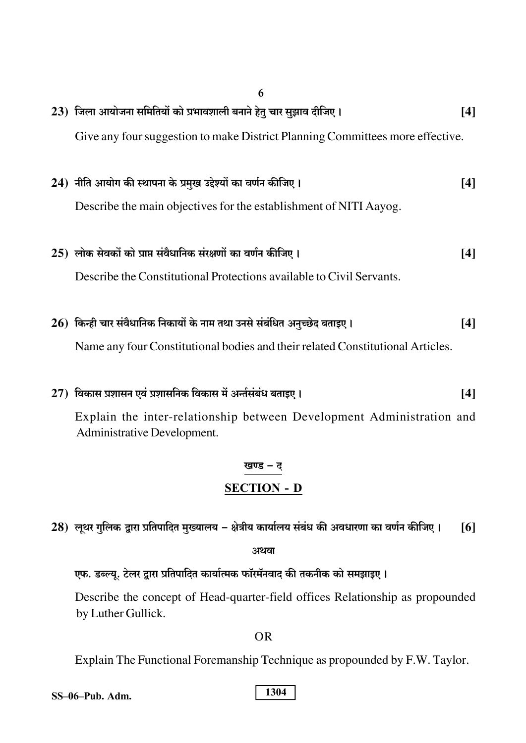23) जिला आयोजना समितियों को प्रभावशाली बनाने हेतु चार सुझाव दीजिए। **[4]**

Give any four suggestion to make District Planning Committees more effective.

24) नीति आयोग की स्थापना के प्रमुख उद्देश्यों का वर्णन कीजिए। **[4]**

Describe the main objectives for the establishment of NITI Aayog.

25) लोक सेवकों को प्राप्त संवैधानिक संरक्षणों का वर्णन कीजिए। **[4]**

Describe the Constitutional Protections available to Civil Servants.

26) किन्ही चार संवैधानिक निकायों के नाम तथा उनसे संबंधित अनुच्छेद बताइए। **[4]**

Name any four Constitutional bodies and their related Constitutional Articles.

27) विकास प्रशासन एवं प्रशासनिक विकास में अन्तर्संबंध बताइए। **[4]**

Explain the inter-relationship between Development Administration and Administrative Development.

## खण्ड – द

## SECTION - D

28) लूथर गुलिक द्वारा प्रतिपादित मुख्यालय – क्षेत्रीय कार्यालय संबंध की अवधारणा का वर्णन कीजिए। **[6]**

अथवा

एफ. डब्ल्यू. टेलर द्वारा प्रतिपादित कार्यात्मक फॉरमॅनवाद की तकनीक को समझाइए।

Describe the concept of Head-quarter-field offices Relationship as propounded by Luther Gullick.

OR

Explain The Functional Foremanship Technique as propounded by F.W. Taylor.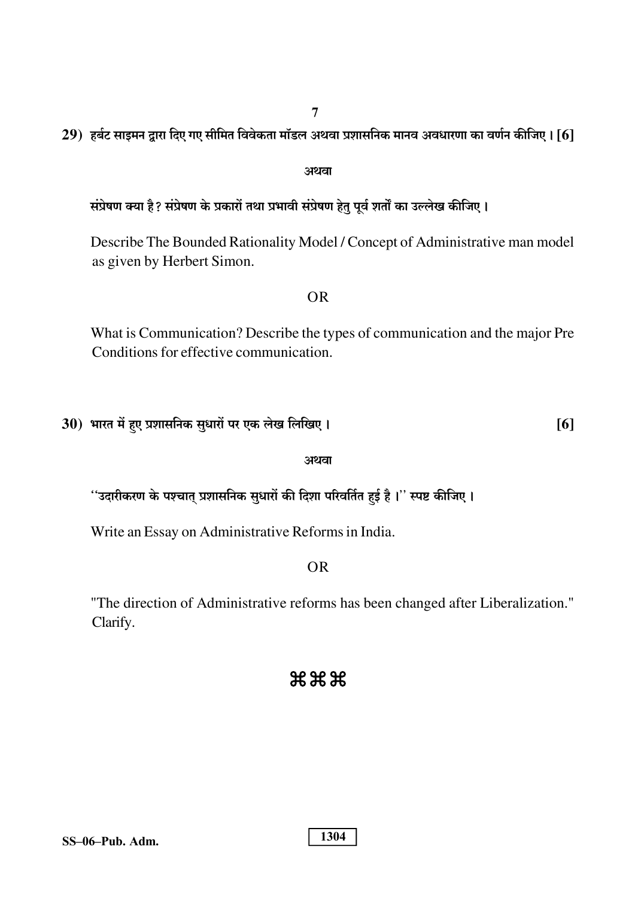29) हर्बट साइमन द्वारा दिए गए सीमित विवेकता मॉडल अथवा प्रशासनिक मानव अवधारणा का वर्णन कीजिए। [6]

अथवा

संप्रेषण क्या है? संप्रेषण के प्रकारों तथा प्रभावी संप्रेषण हेतु पूर्व शर्तों का उल्लेख कीजिए।

Describe The Bounded Rationality Model / Concept of Administrative man model as given by Herbert Simon.

OR

What is Communication? Describe the types of communication and the major Pre Conditions for effective communication.

30) भारत में हुए प्रशासनिक सुधारों पर एक लेख लिखिए। [6]

अथवा

''उदारीकरण के पश्चात् प्रशासनिक सुधारों की दिशा परिवर्तित हुई है।'' स्पष्ट कीजिए।

Write an Essay on Administrative Reforms in India.

OR

"The direction of Administrative reforms has been changed after Liberalization." Clarify.

⌘⌘⌘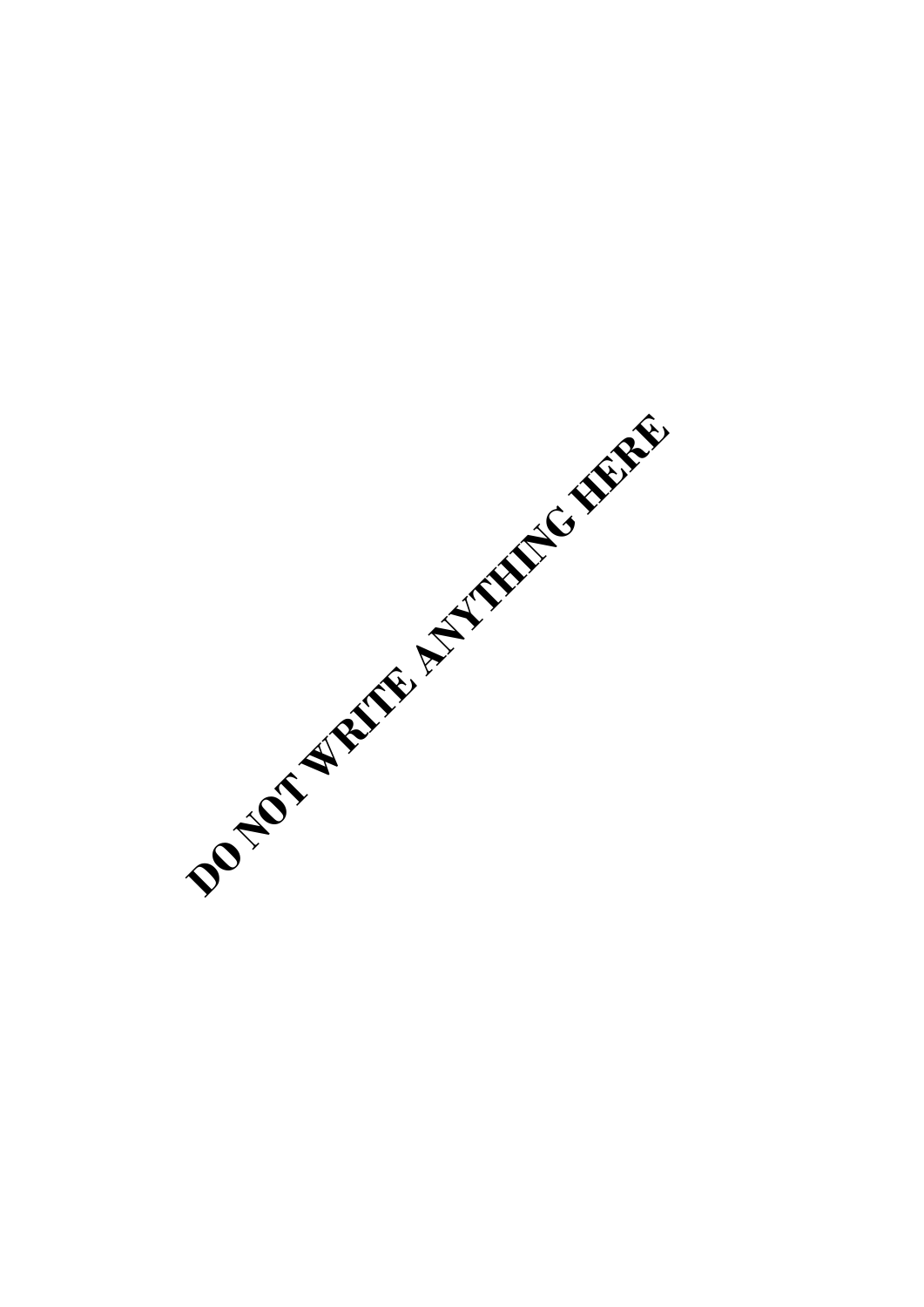**DO NOT WRITE ANYTHING HERE**